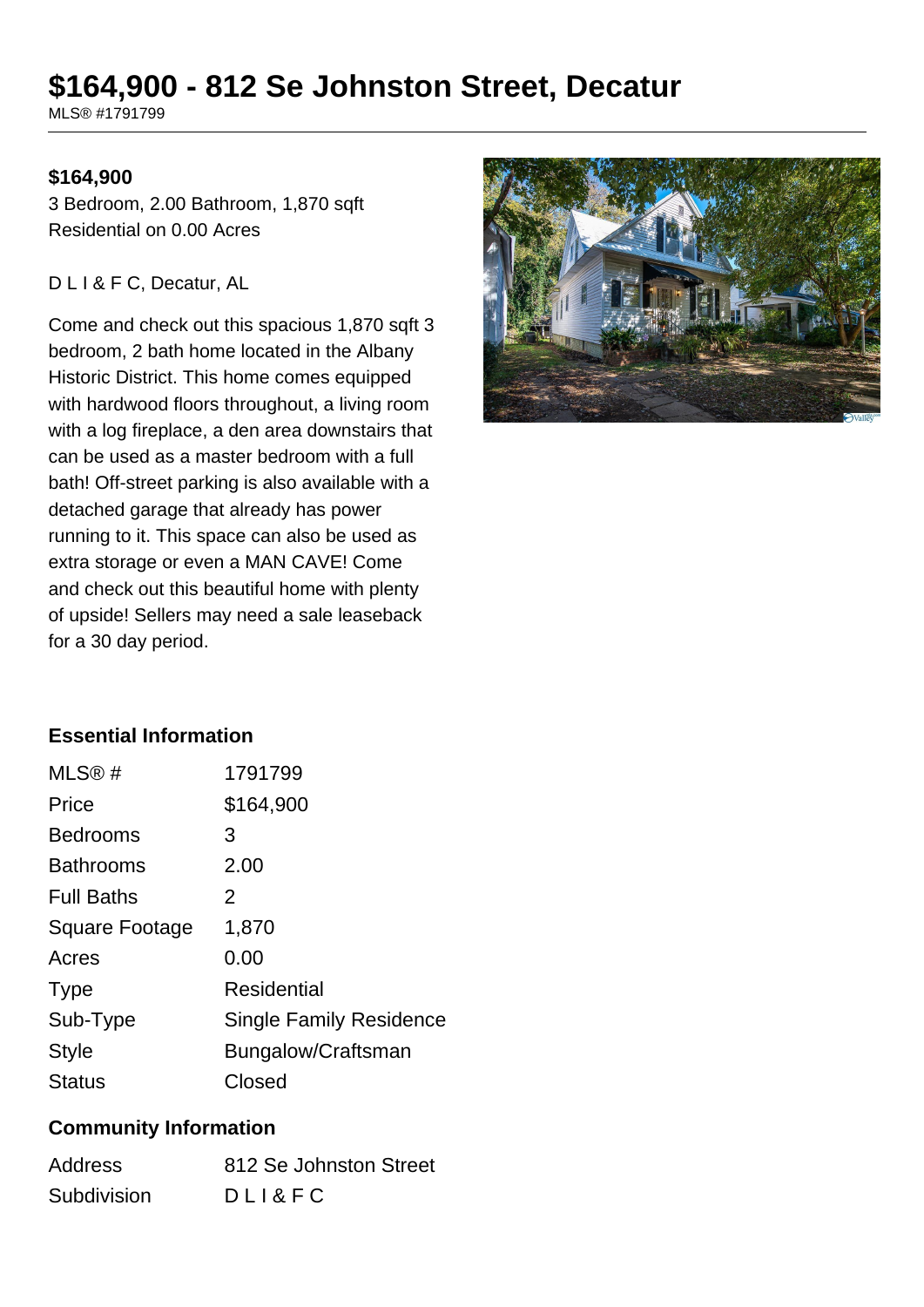# $164,900 - 812 Se Johnston Street, Decatur

MLS® #1791799

**$164,900**

3 Bedroom, 2.00 Bathroom, 1,870 sqft
Residential on 0.00 Acres

D L I & F C, Decatur, AL

Come and check out this spacious 1,870 sqft 3 bedroom, 2 bath home located in the Albany Historic District. This home comes equipped with hardwood floors throughout, a living room with a log fireplace, a den area downstairs that can be used as a master bedroom with a full bath! Off-street parking is also available with a detached garage that already has power running to it. This space can also be used as extra storage or even a MAN CAVE! Come and check out this beautiful home with plenty of upside! Sellers may need a sale leaseback for a 30 day period.

## Essential Information

| | |
|---|---|
| MLS® # | 1791799 |
| Price | $164,900 |
| Bedrooms | 3 |
| Bathrooms | 2.00 |
| Full Baths | 2 |
| Square Footage | 1,870 |
| Acres | 0.00 |
| Type | Residential |
| Sub-Type | Single Family Residence |
| Style | Bungalow/Craftsman |
| Status | Closed |

## Community Information

| | |
|---|---|
| Address | 812 Se Johnston Street |
| Subdivision | D L I & F C |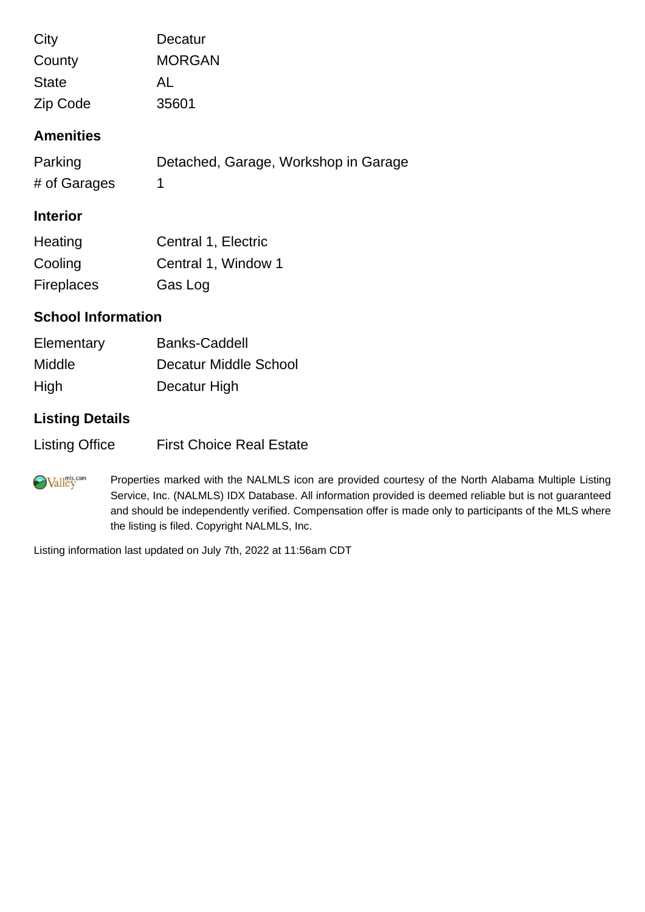| | |
|---|---|
| City | Decatur |
| County | MORGAN |
| State | AL |
| Zip Code | 35601 |

### Amenities

| | |
|---|---|
| Parking | Detached, Garage, Workshop in Garage |
| # of Garages | 1 |

### Interior

| | |
|---|---|
| Heating | Central 1, Electric |
| Cooling | Central 1, Window 1 |
| Fireplaces | Gas Log |

### School Information

| | |
|---|---|
| Elementary | Banks-Caddell |
| Middle | Decatur Middle School |
| High | Decatur High |

### Listing Details

| | |
|---|---|
| Listing Office | First Choice Real Estate |

Properties marked with the NALMLS icon are provided courtesy of the North Alabama Multiple Listing Service, Inc. (NALMLS) IDX Database. All information provided is deemed reliable but is not guaranteed and should be independently verified. Compensation offer is made only to participants of the MLS where the listing is filed. Copyright NALMLS, Inc.

Listing information last updated on July 7th, 2022 at 11:56am CDT